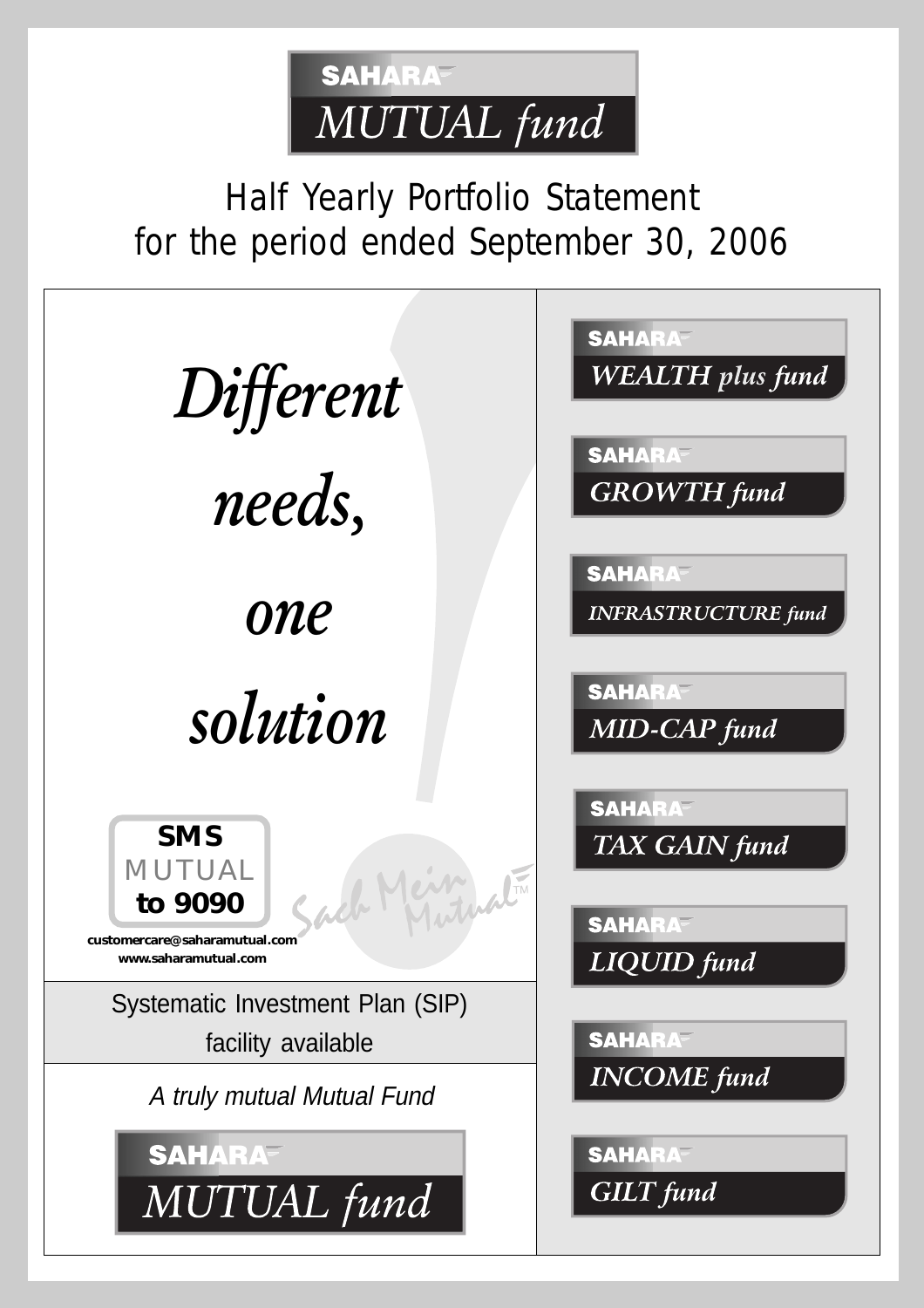**SAHARA**
# MUTUAL fund

## Half Yearly Portfolio Statement for the period ended September 30, 2006

*Different needs, one solution*

**SMS** MUTUAL **to 9090**

*Sach Mein Mutual*™

customercare@saharamutual.com
www.saharamutual.com

Systematic Investment Plan (SIP) facility available

*A truly mutual Mutual Fund*

**SAHARA** MUTUAL fund

- **SAHARA** WEALTH plus fund
- **SAHARA** GROWTH fund
- **SAHARA** INFRASTRUCTURE fund
- **SAHARA** MID-CAP fund
- **SAHARA** TAX GAIN fund
- **SAHARA** LIQUID fund
- **SAHARA** INCOME fund
- **SAHARA** GILT fund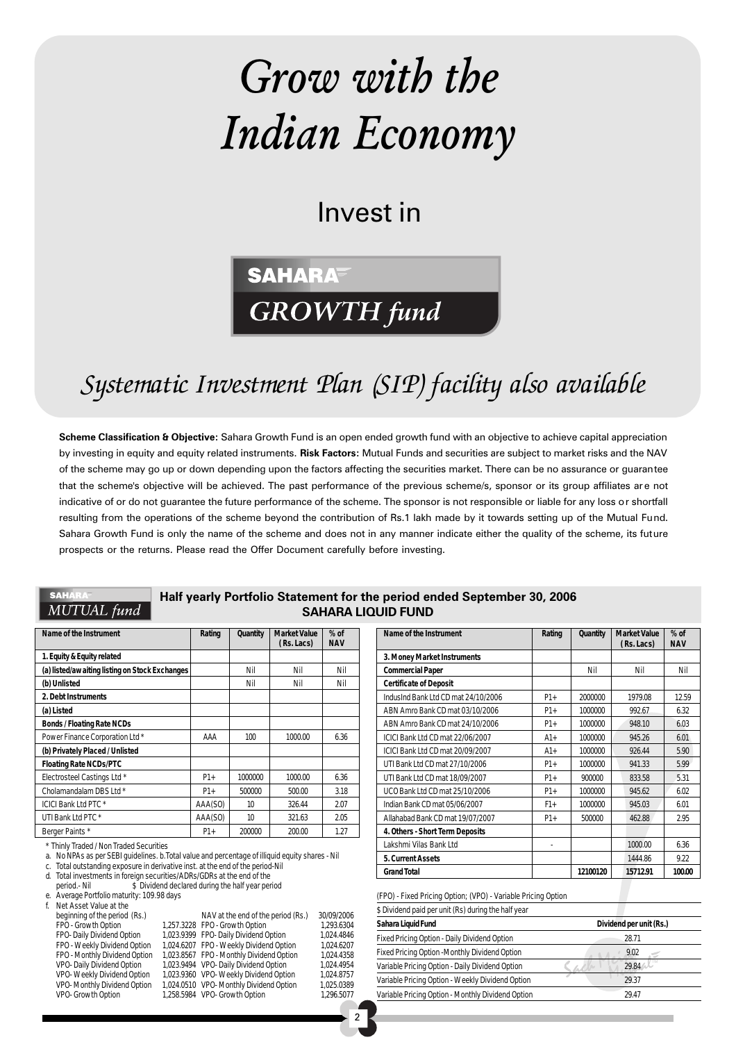# Grow with the Indian Economy

## Invest in

## SAHARA GROWTH fund

*Systematic Investment Plan (SIP) facility also available*

**Scheme Classification & Objective:** Sahara Growth Fund is an open ended growth fund with an objective to achieve capital appreciation by investing in equity and equity related instruments. **Risk Factors:** Mutual Funds and securities are subject to market risks and the NAV of the scheme may go up or down depending upon the factors affecting the securities market. There can be no assurance or guarantee that the scheme's objective will be achieved. The past performance of the previous scheme/s, sponsor or its group affiliates are not indicative of or do not guarantee the future performance of the scheme. The sponsor is not responsible or liable for any loss or shortfall resulting from the operations of the scheme beyond the contribution of Rs.1 lakh made by it towards setting up of the Mutual Fund. Sahara Growth Fund is only the name of the scheme and does not in any manner indicate either the quality of the scheme, its future prospects or the returns. Please read the Offer Document carefully before investing.

SAHARA MUTUAL fund

## Half yearly Portfolio Statement for the period ended September 30, 2006
## SAHARA LIQUID FUND

| Name of the Instrument | Rating | Quantity | Market Value (Rs. Lacs) | % of NAV |
|---|---|---|---|---|
| **1. Equity & Equity related** | | | | |
| **(a) listed/awaiting listing on Stock Exchanges** | | Nil | Nil | Nil |
| **(b) Unlisted** | | Nil | Nil | Nil |
| **2. Debt Instruments** | | | | |
| **(a) Listed** | | | | |
| **Bonds / Floating Rate NCDs** | | | | |
| Power Finance Corporation Ltd * | AAA | 100 | 1000.00 | 6.36 |
| **(b) Privately Placed / Unlisted** | | | | |
| **Floating Rate NCDs/PTC** | | | | |
| Electrosteel Castings Ltd * | P1+ | 1000000 | 1000.00 | 6.36 |
| Cholamandalam DBS Ltd * | P1+ | 500000 | 500.00 | 3.18 |
| ICICI Bank Ltd PTC * | AAA(SO) | 10 | 326.44 | 2.07 |
| UTI Bank Ltd PTC * | AAA(SO) | 10 | 321.63 | 2.05 |
| Berger Paints * | P1+ | 200000 | 200.00 | 1.27 |
| **3. Money Market Instruments** | | | | |
| **Commercial Paper** | | Nil | Nil | Nil |
| **Certificate of Deposit** | | | | |
| IndusInd Bank Ltd CD mat 24/10/2006 | P1+ | 2000000 | 1979.08 | 12.59 |
| ABN Amro Bank CD mat 03/10/2006 | P1+ | 1000000 | 992.67 | 6.32 |
| ABN Amro Bank CD mat 24/10/2006 | P1+ | 1000000 | 948.10 | 6.03 |
| ICICI Bank Ltd CD mat 22/06/2007 | A1+ | 1000000 | 945.26 | 6.01 |
| ICICI Bank Ltd CD mat 20/09/2007 | A1+ | 1000000 | 926.44 | 5.90 |
| UTI Bank Ltd CD mat 27/10/2006 | P1+ | 1000000 | 941.33 | 5.99 |
| UTI Bank Ltd CD mat 18/09/2007 | P1+ | 900000 | 833.58 | 5.31 |
| UCO Bank Ltd CD mat 25/10/2006 | P1+ | 1000000 | 945.62 | 6.02 |
| Indian Bank CD mat 05/06/2007 | F1+ | 1000000 | 945.03 | 6.01 |
| Allahabad Bank CD mat 19/07/2007 | P1+ | 500000 | 462.88 | 2.95 |
| **4. Others - Short Term Deposits** | | | | |
| Lakshmi Vilas Bank Ltd | - | | 1000.00 | 6.36 |
| **5. Current Assets** | | | 1444.86 | 9.22 |
| **Grand Total** | | **12100120** | **15712.91** | **100.00** |

\* Thinly Traded / Non Traded Securities

a. No NPAs as per SEBI guidelines. b.Total value and percentage of illiquid equity shares - Nil

c. Total outstanding exposure in derivative inst. at the end of the period-Nil

d. Total investments in foreign securities/ADRs/GDRs at the end of the period.- Nil $ Dividend declared during the half year period

e. Average Portfolio maturity: 109.98 days

f. Net Asset Value at the

| beginning of the period (Rs.) | | NAV at the end of the period (Rs.) | 30/09/2006 |
|---|---|---|---|
| FPO - Growth Option | 1,257.3228 | FPO - Growth Option | 1,293.6304 |
| FPO- Daily Dividend Option | 1,023.9399 | FPO- Daily Dividend Option | 1,024.4846 |
| FPO - Weekly Dividend Option | 1,024.6207 | FPO - Weekly Dividend Option | 1,024.6207 |
| FPO - Monthly Dividend Option | 1,023.8567 | FPO - Monthly Dividend Option | 1,024.4358 |
| VPO- Daily Dividend Option | 1,023.9494 | VPO- Daily Dividend Option | 1,024.4954 |
| VPO- Weekly Dividend Option | 1,023.9360 | VPO- Weekly Dividend Option | 1,024.8757 |
| VPO- Monthly Dividend Option | 1,024.0510 | VPO- Monthly Dividend Option | 1,025.0389 |
| VPO- Growth Option | 1,258.5984 | VPO- Growth Option | 1,296.5077 |

(FPO) - Fixed Pricing Option; (VPO) - Variable Pricing Option

$ Dividend paid per unit (Rs) during the half year

| Sahara Liquid Fund | Dividend per unit (Rs.) |
|---|---|
| Fixed Pricing Option - Daily Dividend Option | 28.71 |
| Fixed Pricing Option -Monthly Dividend Option | 9.02 |
| Variable Pricing Option - Daily Dividend Option | 29.84 |
| Variable Pricing Option - Weekly Dividend Option | 29.37 |
| Variable Pricing Option - Monthly Dividend Option | 29.47 |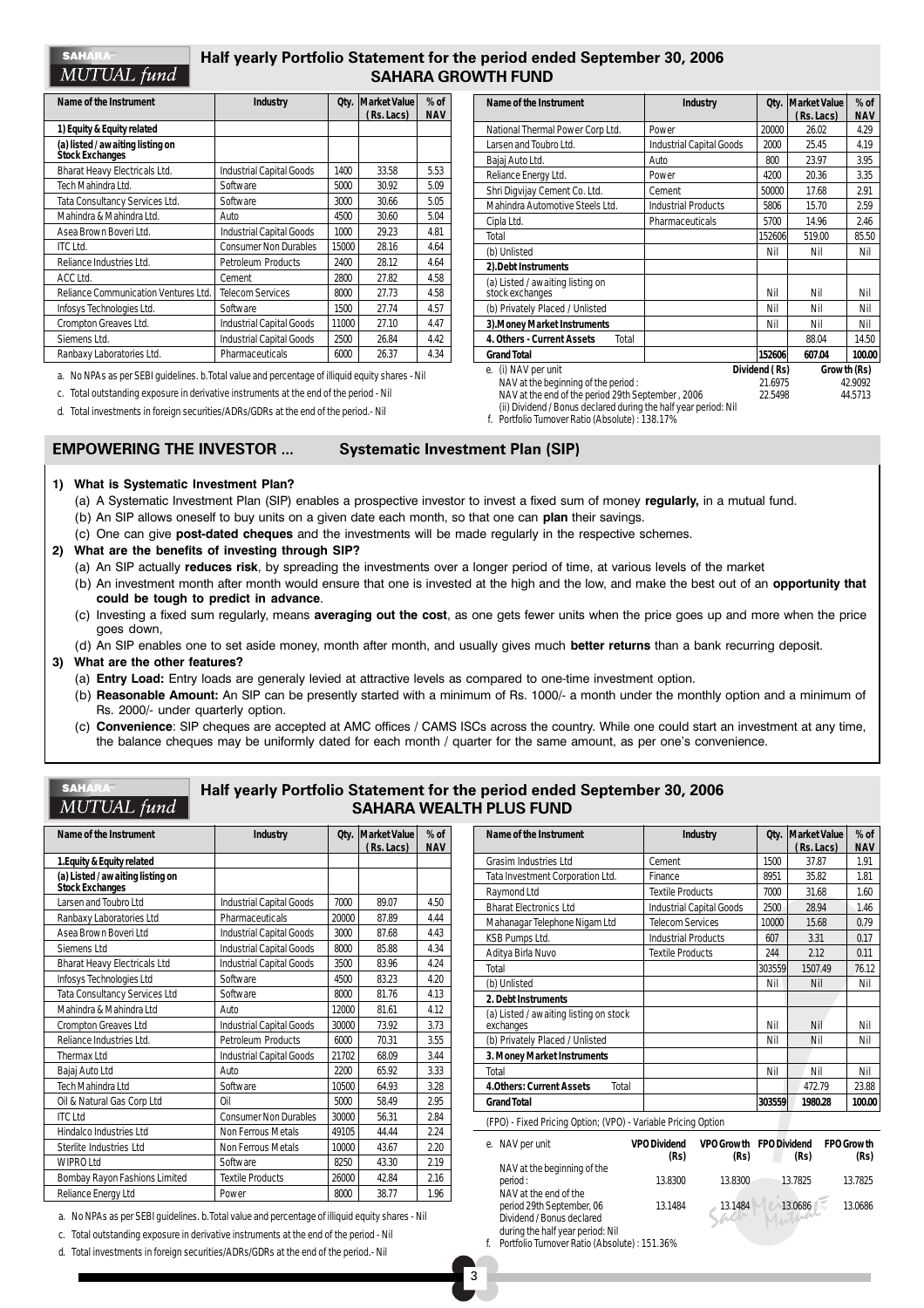## Half yearly Portfolio Statement for the period ended September 30, 2006
## SAHARA GROWTH FUND

| Name of the Instrument | Industry | Qty. | Market Value (Rs. Lacs) | % of NAV |
|---|---|---|---|---|
| 1) Equity & Equity related | | | | |
| (a) listed / awaiting listing on Stock Exchanges | | | | |
| Bharat Heavy Electricals Ltd. | Industrial Capital Goods | 1400 | 33.58 | 5.53 |
| Tech Mahindra Ltd. | Software | 5000 | 30.92 | 5.09 |
| Tata Consultancy Services Ltd. | Software | 3000 | 30.66 | 5.05 |
| Mahindra & Mahindra Ltd. | Auto | 4500 | 30.60 | 5.04 |
| Asea Brown Boveri Ltd. | Industrial Capital Goods | 1000 | 29.23 | 4.81 |
| ITC Ltd. | Consumer Non Durables | 15000 | 28.16 | 4.64 |
| Reliance Industries Ltd. | Petroleum Products | 2400 | 28.12 | 4.64 |
| ACC Ltd. | Cement | 2800 | 27.82 | 4.58 |
| Reliance Communication Ventures Ltd. | Telecom Services | 8000 | 27.73 | 4.58 |
| Infosys Technologies Ltd. | Software | 1500 | 27.74 | 4.57 |
| Crompton Greaves Ltd. | Industrial Capital Goods | 11000 | 27.10 | 4.47 |
| Siemens Ltd. | Industrial Capital Goods | 2500 | 26.84 | 4.42 |
| Ranbaxy Laboratories Ltd. | Pharmaceuticals | 6000 | 26.37 | 4.34 |
| National Thermal Power Corp Ltd. | Power | 20000 | 26.02 | 4.29 |
| Larsen and Toubro Ltd. | Industrial Capital Goods | 2000 | 25.45 | 4.19 |
| Bajaj Auto Ltd. | Auto | 800 | 23.97 | 3.95 |
| Reliance Energy Ltd. | Power | 4200 | 20.36 | 3.35 |
| Shri Digvijay Cement Co. Ltd. | Cement | 50000 | 17.68 | 2.91 |
| Mahindra Automotive Steels Ltd. | Industrial Products | 5806 | 15.70 | 2.59 |
| Cipla Ltd. | Pharmaceuticals | 5700 | 14.96 | 2.46 |
| Total | | 152606 | 519.00 | 85.50 |
| (b) Unlisted | | Nil | Nil | Nil |
| 2).Debt Instruments | | | | |
| (a) Listed / awaiting listing on stock exchanges | | Nil | Nil | Nil |
| (b) Privately Placed / Unlisted | | Nil | Nil | Nil |
| 3).Money Market Instruments | | Nil | Nil | Nil |
| 4. Others - Current Assets Total | | | 88.04 | 14.50 |
| Grand Total | | 152606 | 607.04 | 100.00 |

a. No NPAs as per SEBI guidelines. b.Total value and percentage of illiquid equity shares - Nil

c. Total outstanding exposure in derivative instruments at the end of the period - Nil

d. Total investments in foreign securities/ADRs/GDRs at the end of the period.- Nil

e. (i) NAV per unit

| | Dividend (Rs) | Growth (Rs) |
|---|---|---|
| NAV at the beginning of the period : | 21.6975 | 42.9092 |
| NAV at the end of the period 29th September , 2006 | 22.5498 | 44.5713 |

(ii) Dividend / Bonus declared during the half year period: Nil

f. Portfolio Turnover Ratio (Absolute) : 138.17%

## EMPOWERING THE INVESTOR ... Systematic Investment Plan (SIP)

**1) What is Systematic Investment Plan?**

(a) A Systematic Investment Plan (SIP) enables a prospective investor to invest a fixed sum of money **regularly,** in a mutual fund.

(b) An SIP allows oneself to buy units on a given date each month, so that one can **plan** their savings.

(c) One can give **post-dated cheques** and the investments will be made regularly in the respective schemes.

**2) What are the benefits of investing through SIP?**

(a) An SIP actually **reduces risk**, by spreading the investments over a longer period of time, at various levels of the market

(b) An investment month after month would ensure that one is invested at the high and the low, and make the best out of an **opportunity that could be tough to predict in advance**.

(c) Investing a fixed sum regularly, means **averaging out the cost**, as one gets fewer units when the price goes up and more when the price goes down,

(d) An SIP enables one to set aside money, month after month, and usually gives much **better returns** than a bank recurring deposit.

**3) What are the other features?**

(a) **Entry Load:** Entry loads are generaly levied at attractive levels as compared to one-time investment option.

(b) **Reasonable Amount:** An SIP can be presently started with a minimum of Rs. 1000/- a month under the monthly option and a minimum of Rs. 2000/- under quarterly option.

(c) **Convenience**: SIP cheques are accepted at AMC offices / CAMS ISCs across the country. While one could start an investment at any time, the balance cheques may be uniformly dated for each month / quarter for the same amount, as per one's convenience.

## Half yearly Portfolio Statement for the period ended September 30, 2006
## SAHARA WEALTH PLUS FUND

| Name of the Instrument | Industry | Qty. | Market Value (Rs. Lacs) | % of NAV |
|---|---|---|---|---|
| 1.Equity & Equity related | | | | |
| (a) Listed / awaiting listing on Stock Exchanges | | | | |
| Larsen and Toubro Ltd | Industrial Capital Goods | 7000 | 89.07 | 4.50 |
| Ranbaxy Laboratories Ltd | Pharmaceuticals | 20000 | 87.89 | 4.44 |
| Asea Brown Boveri Ltd | Industrial Capital Goods | 3000 | 87.68 | 4.43 |
| Siemens Ltd | Industrial Capital Goods | 8000 | 85.88 | 4.34 |
| Bharat Heavy Electricals Ltd | Industrial Capital Goods | 3500 | 83.96 | 4.24 |
| Infosys Technologies Ltd | Software | 4500 | 83.23 | 4.20 |
| Tata Consultancy Services Ltd | Software | 8000 | 81.76 | 4.13 |
| Mahindra & Mahindra Ltd | Auto | 12000 | 81.61 | 4.12 |
| Crompton Greaves Ltd | Industrial Capital Goods | 30000 | 73.92 | 3.73 |
| Reliance Industries Ltd. | Petroleum Products | 6000 | 70.31 | 3.55 |
| Thermax Ltd | Industrial Capital Goods | 21702 | 68.09 | 3.44 |
| Bajaj Auto Ltd | Auto | 2200 | 65.92 | 3.33 |
| Tech Mahindra Ltd | Software | 10500 | 64.93 | 3.28 |
| Oil & Natural Gas Corp Ltd | Oil | 5000 | 58.49 | 2.95 |
| ITC Ltd | Consumer Non Durables | 30000 | 56.31 | 2.84 |
| Hindalco Industries Ltd | Non Ferrous Metals | 49105 | 44.44 | 2.24 |
| Sterlite Industries Ltd | Non Ferrous Metals | 10000 | 43.67 | 2.20 |
| WIPRO Ltd | Software | 8250 | 43.30 | 2.19 |
| Bombay Rayon Fashions Limited | Textile Products | 26000 | 42.84 | 2.16 |
| Reliance Energy Ltd | Power | 8000 | 38.77 | 1.96 |
| Grasim Industries Ltd | Cement | 1500 | 37.87 | 1.91 |
| Tata Investment Corporation Ltd. | Finance | 8951 | 35.82 | 1.81 |
| Raymond Ltd | Textile Products | 7000 | 31.68 | 1.60 |
| Bharat Electronics Ltd | Industrial Capital Goods | 2500 | 28.94 | 1.46 |
| Mahanagar Telephone Nigam Ltd | Telecom Services | 10000 | 15.68 | 0.79 |
| KSB Pumps Ltd. | Industrial Products | 607 | 3.31 | 0.17 |
| Aditya Birla Nuvo | Textile Products | 244 | 2.12 | 0.11 |
| Total | | 303559 | 1507.49 | 76.12 |
| (b) Unlisted | | Nil | Nil | Nil |
| 2. Debt Instruments | | | | |
| (a) Listed / awaiting listing on stock exchanges | | Nil | Nil | Nil |
| (b) Privately Placed / Unlisted | | Nil | Nil | Nil |
| 3. Money Market Instruments | | | | |
| Total | | Nil | Nil | Nil |
| 4.Others: Current Assets Total | | | 472.79 | 23.88 |
| Grand Total | | 303559 | 1980.28 | 100.00 |

a. No NPAs as per SEBI guidelines. b.Total value and percentage of illiquid equity shares - Nil

c. Total outstanding exposure in derivative instruments at the end of the period - Nil

d. Total investments in foreign securities/ADRs/GDRs at the end of the period.- Nil

(FPO) - Fixed Pricing Option; (VPO) - Variable Pricing Option

| e. NAV per unit | VPO Dividend (Rs) | VPO Growth (Rs) | FPO Dividend (Rs) | FPO Growth (Rs) |
|---|---|---|---|---|
| NAV at the beginning of the period : | 13.8300 | 13.8300 | 13.7825 | 13.7825 |
| NAV at the end of the period 29th September, 06 | 13.1484 | 13.1484 | 13.0686 | 13.0686 |

Dividend / Bonus declared during the half year period: Nil

f. Portfolio Turnover Ratio (Absolute) : 151.36%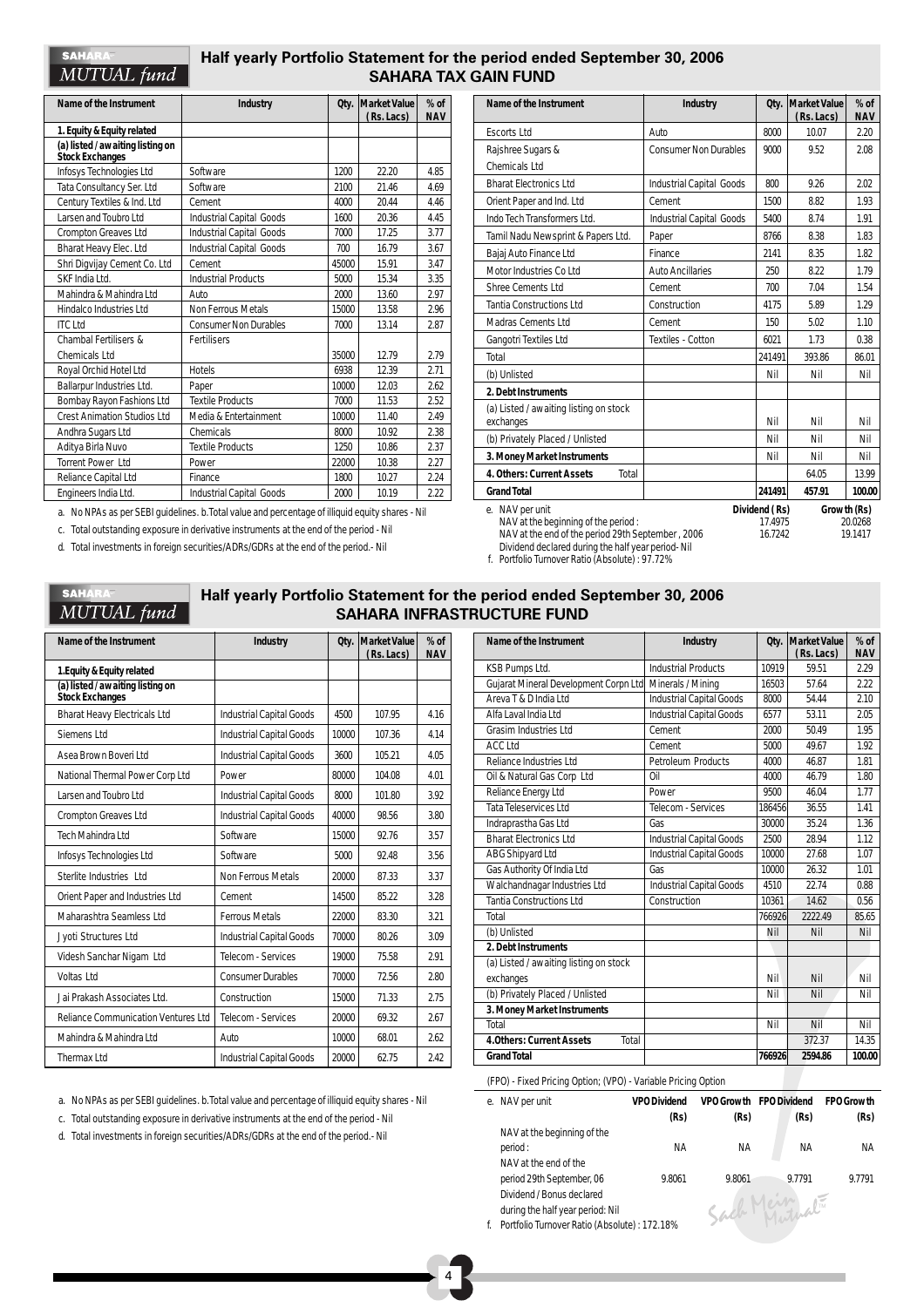## Half yearly Portfolio Statement for the period ended September 30, 2006

## SAHARA TAX GAIN FUND

| Name of the Instrument | Industry | Qty. | Market Value (Rs. Lacs) | % of NAV |
|---|---|---|---|---|
| **1. Equity & Equity related** | | | | |
| **(a) listed / awaiting listing on Stock Exchanges** | | | | |
| Infosys Technologies Ltd | Software | 1200 | 22.20 | 4.85 |
| Tata Consultancy Ser. Ltd | Software | 2100 | 21.46 | 4.69 |
| Century Textiles & Ind. Ltd | Cement | 4000 | 20.44 | 4.46 |
| Larsen and Toubro Ltd | Industrial Capital Goods | 1600 | 20.36 | 4.45 |
| Crompton Greaves Ltd | Industrial Capital Goods | 7000 | 17.25 | 3.77 |
| Bharat Heavy Elec. Ltd | Industrial Capital Goods | 700 | 16.79 | 3.67 |
| Shri Digvijay Cement Co. Ltd | Cement | 45000 | 15.91 | 3.47 |
| SKF India Ltd. | Industrial Products | 5000 | 15.34 | 3.35 |
| Mahindra & Mahindra Ltd | Auto | 2000 | 13.60 | 2.97 |
| Hindalco Industries Ltd | Non Ferrous Metals | 15000 | 13.58 | 2.96 |
| ITC Ltd | Consumer Non Durables | 7000 | 13.14 | 2.87 |
| Chambal Fertilisers & Chemicals Ltd | Fertilisers | 35000 | 12.79 | 2.79 |
| Royal Orchid Hotel Ltd | Hotels | 6938 | 12.39 | 2.71 |
| Ballarpur Industries Ltd. | Paper | 10000 | 12.03 | 2.62 |
| Bombay Rayon Fashions Ltd | Textile Products | 7000 | 11.53 | 2.52 |
| Crest Animation Studios Ltd | Media & Entertainment | 10000 | 11.40 | 2.49 |
| Andhra Sugars Ltd | Chemicals | 8000 | 10.92 | 2.38 |
| Aditya Birla Nuvo | Textile Products | 1250 | 10.86 | 2.37 |
| Torrent Power Ltd | Power | 22000 | 10.38 | 2.27 |
| Reliance Capital Ltd | Finance | 1800 | 10.27 | 2.24 |
| Engineers India Ltd. | Industrial Capital Goods | 2000 | 10.19 | 2.22 |
| Escorts Ltd | Auto | 8000 | 10.07 | 2.20 |
| Rajshree Sugars & Chemicals Ltd | Consumer Non Durables | 9000 | 9.52 | 2.08 |
| Bharat Electronics Ltd | Industrial Capital Goods | 800 | 9.26 | 2.02 |
| Orient Paper and Ind. Ltd | Cement | 1500 | 8.82 | 1.93 |
| Indo Tech Transformers Ltd. | Industrial Capital Goods | 5400 | 8.74 | 1.91 |
| Tamil Nadu Newsprint & Papers Ltd. | Paper | 8766 | 8.38 | 1.83 |
| Bajaj Auto Finance Ltd | Finance | 2141 | 8.35 | 1.82 |
| Motor Industries Co Ltd | Auto Ancillaries | 250 | 8.22 | 1.79 |
| Shree Cements Ltd | Cement | 700 | 7.04 | 1.54 |
| Tantia Constructions Ltd | Construction | 4175 | 5.89 | 1.29 |
| Madras Cements Ltd | Cement | 150 | 5.02 | 1.10 |
| Gangotri Textiles Ltd | Textiles - Cotton | 6021 | 1.73 | 0.38 |
| Total | | 241491 | 393.86 | 86.01 |
| (b) Unlisted | | Nil | Nil | Nil |
| **2. Debt Instruments** | | | | |
| (a) Listed / awaiting listing on stock exchanges | | Nil | Nil | Nil |
| (b) Privately Placed / Unlisted | | Nil | Nil | Nil |
| **3. Money Market Instruments** | | Nil | Nil | Nil |
| **4. Others: Current Assets** Total | | | 64.05 | 13.99 |
| **Grand Total** | | **241491** | **457.91** | **100.00** |

a. No NPAs as per SEBI guidelines. b.Total value and percentage of illiquid equity shares - Nil

c. Total outstanding exposure in derivative instruments at the end of the period - Nil

d. Total investments in foreign securities/ADRs/GDRs at the end of the period.- Nil

| e. NAV per unit | Dividend (Rs) | Growth (Rs) |
|---|---|---|
| NAV at the beginning of the period : | 17.4975 | 20.0268 |
| NAV at the end of the period 29th September , 2006 | 16.7242 | 19.1417 |

Dividend declared during the half year period- Nil

f. Portfolio Turnover Ratio (Absolute) : 97.72%

## Half yearly Portfolio Statement for the period ended September 30, 2006

## SAHARA INFRASTRUCTURE FUND

| Name of the Instrument | Industry | Qty. | Market Value (Rs. Lacs) | % of NAV |
|---|---|---|---|---|
| **1.Equity & Equity related** | | | | |
| **(a) listed / awaiting listing on Stock Exchanges** | | | | |
| Bharat Heavy Electricals Ltd | Industrial Capital Goods | 4500 | 107.95 | 4.16 |
| Siemens Ltd | Industrial Capital Goods | 10000 | 107.36 | 4.14 |
| Asea Brown Boveri Ltd | Industrial Capital Goods | 3600 | 105.21 | 4.05 |
| National Thermal Power Corp Ltd | Power | 80000 | 104.08 | 4.01 |
| Larsen and Toubro Ltd | Industrial Capital Goods | 8000 | 101.80 | 3.92 |
| Crompton Greaves Ltd | Industrial Capital Goods | 40000 | 98.56 | 3.80 |
| Tech Mahindra Ltd | Software | 15000 | 92.76 | 3.57 |
| Infosys Technologies Ltd | Software | 5000 | 92.48 | 3.56 |
| Sterlite Industries Ltd | Non Ferrous Metals | 20000 | 87.33 | 3.37 |
| Orient Paper and Industries Ltd | Cement | 14500 | 85.22 | 3.28 |
| Maharashtra Seamless Ltd | Ferrous Metals | 22000 | 83.30 | 3.21 |
| Jyoti Structures Ltd | Industrial Capital Goods | 70000 | 80.26 | 3.09 |
| Videsh Sanchar Nigam Ltd | Telecom - Services | 19000 | 75.58 | 2.91 |
| Voltas Ltd | Consumer Durables | 70000 | 72.56 | 2.80 |
| Jai Prakash Associates Ltd. | Construction | 15000 | 71.33 | 2.75 |
| Reliance Communication Ventures Ltd | Telecom - Services | 20000 | 69.32 | 2.67 |
| Mahindra & Mahindra Ltd | Auto | 10000 | 68.01 | 2.62 |
| Thermax Ltd | Industrial Capital Goods | 20000 | 62.75 | 2.42 |
| KSB Pumps Ltd. | Industrial Products | 10919 | 59.51 | 2.29 |
| Gujarat Mineral Development Corpn Ltd | Minerals / Mining | 16503 | 57.64 | 2.22 |
| Areva T & D India Ltd | Industrial Capital Goods | 8000 | 54.44 | 2.10 |
| Alfa Laval India Ltd | Industrial Capital Goods | 6577 | 53.11 | 2.05 |
| Grasim Industries Ltd | Cement | 2000 | 50.49 | 1.95 |
| ACC Ltd | Cement | 5000 | 49.67 | 1.92 |
| Reliance Industries Ltd | Petroleum Products | 4000 | 46.87 | 1.81 |
| Oil & Natural Gas Corp Ltd | Oil | 4000 | 46.79 | 1.80 |
| Reliance Energy Ltd | Power | 9500 | 46.04 | 1.77 |
| Tata Teleservices Ltd | Telecom - Services | 186456 | 36.55 | 1.41 |
| Indraprastha Gas Ltd | Gas | 30000 | 35.24 | 1.36 |
| Bharat Electronics Ltd | Industrial Capital Goods | 2500 | 28.94 | 1.12 |
| ABG Shipyard Ltd | Industrial Capital Goods | 10000 | 27.68 | 1.07 |
| Gas Authority Of India Ltd | Gas | 10000 | 26.32 | 1.01 |
| Walchandnagar Industries Ltd | Industrial Capital Goods | 4510 | 22.74 | 0.88 |
| Tantia Constructions Ltd | Construction | 10361 | 14.62 | 0.56 |
| Total | | 766926 | 2222.49 | 85.65 |
| (b) Unlisted | | Nil | Nil | Nil |
| **2. Debt Instruments** | | | | |
| (a) Listed / awaiting listing on stock exchanges | | Nil | Nil | Nil |
| (b) Privately Placed / Unlisted | | Nil | Nil | Nil |
| **3. Money Market Instruments** | | | | |
| Total | | Nil | Nil | Nil |
| **4.Others: Current Assets** Total | | | 372.37 | 14.35 |
| **Grand Total** | | **766926** | **2594.86** | **100.00** |

a. No NPAs as per SEBI guidelines. b.Total value and percentage of illiquid equity shares - Nil

c. Total outstanding exposure in derivative instruments at the end of the period - Nil

d. Total investments in foreign securities/ADRs/GDRs at the end of the period.- Nil

(FPO) - Fixed Pricing Option; (VPO) - Variable Pricing Option

| e. NAV per unit | VPO Dividend (Rs) | VPO Growth (Rs) | FPO Dividend (Rs) | FPO Growth (Rs) |
|---|---|---|---|---|
| NAV at the beginning of the period : | NA | NA | NA | NA |
| NAV at the end of the period 29th September, 06 | 9.8061 | 9.8061 | 9.7791 | 9.7791 |

Dividend / Bonus declared during the half year period: Nil

f. Portfolio Turnover Ratio (Absolute) : 172.18%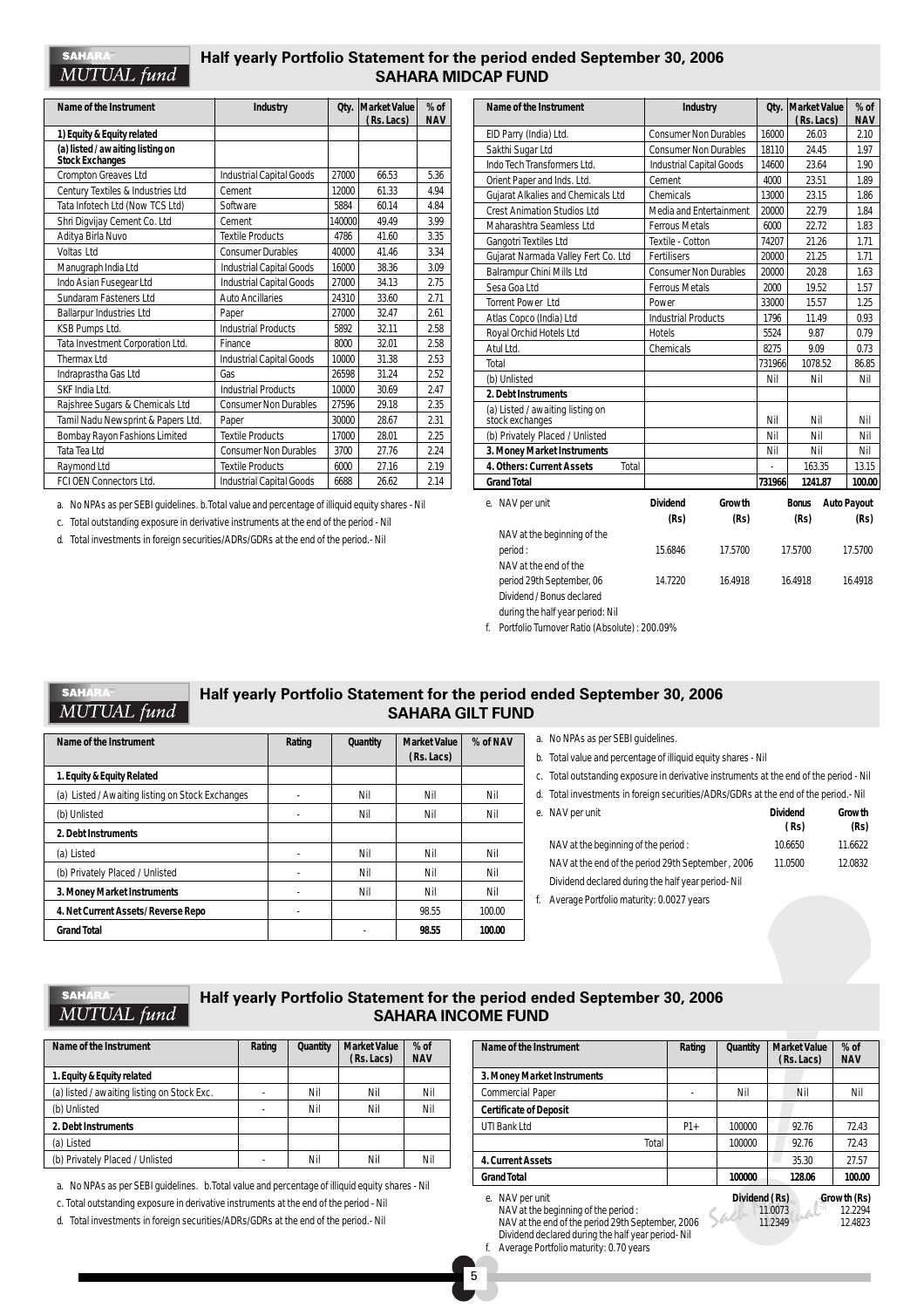## Half yearly Portfolio Statement for the period ended September 30, 2006
## SAHARA MIDCAP FUND

| Name of the Instrument | Industry | Qty. | Market Value (Rs. Lacs) | % of NAV |
|---|---|---|---|---|
| **1) Equity & Equity related** | | | | |
| **(a) listed / awaiting listing on Stock Exchanges** | | | | |
| Crompton Greaves Ltd | Industrial Capital Goods | 27000 | 66.53 | 5.36 |
| Century Textiles & Industries Ltd | Cement | 12000 | 61.33 | 4.94 |
| Tata Infotech Ltd (Now TCS Ltd) | Software | 5884 | 60.14 | 4.84 |
| Shri Digvijay Cement Co. Ltd | Cement | 140000 | 49.49 | 3.99 |
| Aditya Birla Nuvo | Textile Products | 4786 | 41.60 | 3.35 |
| Voltas Ltd | Consumer Durables | 40000 | 41.46 | 3.34 |
| Manugraph India Ltd | Industrial Capital Goods | 16000 | 38.36 | 3.09 |
| Indo Asian Fusegear Ltd | Industrial Capital Goods | 27000 | 34.13 | 2.75 |
| Sundaram Fasteners Ltd | Auto Ancillaries | 24310 | 33.60 | 2.71 |
| Ballarpur Industries Ltd | Paper | 27000 | 32.47 | 2.61 |
| KSB Pumps Ltd. | Industrial Products | 5892 | 32.11 | 2.58 |
| Tata Investment Corporation Ltd. | Finance | 8000 | 32.01 | 2.58 |
| Thermax Ltd | Industrial Capital Goods | 10000 | 31.38 | 2.53 |
| Indraprastha Gas Ltd | Gas | 26598 | 31.24 | 2.52 |
| SKF India Ltd. | Industrial Products | 10000 | 30.69 | 2.47 |
| Rajshree Sugars & Chemicals Ltd | Consumer Non Durables | 27596 | 29.18 | 2.35 |
| Tamil Nadu Newsprint & Papers Ltd. | Paper | 30000 | 28.67 | 2.31 |
| Bombay Rayon Fashions Limited | Textile Products | 17000 | 28.01 | 2.25 |
| Tata Tea Ltd | Consumer Non Durables | 3700 | 27.76 | 2.24 |
| Raymond Ltd | Textile Products | 6000 | 27.16 | 2.19 |
| FCI OEN Connectors Ltd. | Industrial Capital Goods | 6688 | 26.62 | 2.14 |
| EID Parry (India) Ltd. | Consumer Non Durables | 16000 | 26.03 | 2.10 |
| Sakthi Sugar Ltd | Consumer Non Durables | 18110 | 24.45 | 1.97 |
| Indo Tech Transformers Ltd. | Industrial Capital Goods | 14600 | 23.64 | 1.90 |
| Orient Paper and Inds. Ltd. | Cement | 4000 | 23.51 | 1.89 |
| Gujarat Alkalies and Chemicals Ltd | Chemicals | 13000 | 23.15 | 1.86 |
| Crest Animation Studios Ltd | Media and Entertainment | 20000 | 22.79 | 1.84 |
| Maharashtra Seamless Ltd | Ferrous Metals | 6000 | 22.72 | 1.83 |
| Gangotri Textiles Ltd | Textile - Cotton | 74207 | 21.26 | 1.71 |
| Gujarat Narmada Valley Fert Co. Ltd | Fertilisers | 20000 | 21.25 | 1.71 |
| Balrampur Chini Mills Ltd | Consumer Non Durables | 20000 | 20.28 | 1.63 |
| Sesa Goa Ltd | Ferrous Metals | 2000 | 19.52 | 1.57 |
| Torrent Power Ltd | Power | 33000 | 15.57 | 1.25 |
| Atlas Copco (India) Ltd | Industrial Products | 1796 | 11.49 | 0.93 |
| Royal Orchid Hotels Ltd | Hotels | 5524 | 9.87 | 0.79 |
| Atul Ltd. | Chemicals | 8275 | 9.09 | 0.73 |
| Total | | 731966 | 1078.52 | 86.85 |
| (b) Unlisted | | Nil | Nil | Nil |
| **2. Debt Instruments** | | | | |
| (a) Listed / awaiting listing on stock exchanges | | Nil | Nil | Nil |
| (b) Privately Placed / Unlisted | | Nil | Nil | Nil |
| **3. Money Market Instruments** | | Nil | Nil | Nil |
| **4. Others: Current Assets** Total | | - | 163.35 | 13.15 |
| **Grand Total** | | **731966** | **1241.87** | **100.00** |

a. No NPAs as per SEBI guidelines. b. Total value and percentage of illiquid equity shares - Nil

c. Total outstanding exposure in derivative instruments at the end of the period - Nil

d. Total investments in foreign securities/ADRs/GDRs at the end of the period.- Nil

e. NAV per unit

| | Dividend (Rs) | Growth (Rs) | Bonus (Rs) | Auto Payout (Rs) |
|---|---|---|---|---|
| NAV at the beginning of the period : | 15.6846 | 17.5700 | 17.5700 | 17.5700 |
| NAV at the end of the period 29th September, 06 | 14.7220 | 16.4918 | 16.4918 | 16.4918 |

Dividend / Bonus declared during the half year period: Nil

f. Portfolio Turnover Ratio (Absolute) : 200.09%

## Half yearly Portfolio Statement for the period ended September 30, 2006
## SAHARA GILT FUND

| Name of the Instrument | Rating | Quantity | Market Value (Rs. Lacs) | % of NAV |
|---|---|---|---|---|
| **1. Equity & Equity Related** | | | | |
| (a) Listed / Awaiting listing on Stock Exchanges | - | Nil | Nil | Nil |
| (b) Unlisted | - | Nil | Nil | Nil |
| **2. Debt Instruments** | | | | |
| (a) Listed | - | Nil | Nil | Nil |
| (b) Privately Placed / Unlisted | - | Nil | Nil | Nil |
| **3. Money Market Instruments** | - | Nil | Nil | Nil |
| **4. Net Current Assets / Reverse Repo** | - | | 98.55 | 100.00 |
| **Grand Total** | | - | **98.55** | **100.00** |

a. No NPAs as per SEBI guidelines.

b. Total value and percentage of illiquid equity shares - Nil

c. Total outstanding exposure in derivative instruments at the end of the period - Nil

d. Total investments in foreign securities/ADRs/GDRs at the end of the period.- Nil

e. NAV per unit

| | Dividend (Rs) | Growth (Rs) |
|---|---|---|
| NAV at the beginning of the period : | 10.6650 | 11.6622 |
| NAV at the end of the period 29th September, 2006 | 11.0500 | 12.0832 |

Dividend declared during the half year period- Nil

f. Average Portfolio maturity: 0.0027 years

## Half yearly Portfolio Statement for the period ended September 30, 2006
## SAHARA INCOME FUND

| Name of the Instrument | Rating | Quantity | Market Value (Rs. Lacs) | % of NAV |
|---|---|---|---|---|
| **1. Equity & Equity related** | | | | |
| (a) listed / awaiting listing on Stock Exc. | - | Nil | Nil | Nil |
| (b) Unlisted | - | Nil | Nil | Nil |
| **2. Debt Instruments** | | | | |
| (a) Listed | | | | |
| (b) Privately Placed / Unlisted | - | Nil | Nil | Nil |
| **3. Money Market Instruments** | | | | |
| Commercial Paper | - | Nil | Nil | Nil |
| **Certificate of Deposit** | | | | |
| UTI Bank Ltd | P1+ | 100000 | 92.76 | 72.43 |
| Total | | 100000 | 92.76 | 72.43 |
| **4. Current Assets** | | | 35.30 | 27.57 |
| **Grand Total** | | **100000** | **128.06** | **100.00** |

a. No NPAs as per SEBI guidelines. b. Total value and percentage of illiquid equity shares - Nil

c. Total outstanding exposure in derivative instruments at the end of the period - Nil

d. Total investments in foreign securities/ADRs/GDRs at the end of the period.- Nil

e. NAV per unit

| | Dividend (Rs) | Growth (Rs) |
|---|---|---|
| NAV at the beginning of the period : | 11.0073 | 12.2294 |
| NAV at the end of the period 29th September, 2006 | 11.2349 | 12.4823 |

Dividend declared during the half year period- Nil

f. Average Portfolio maturity: 0.70 years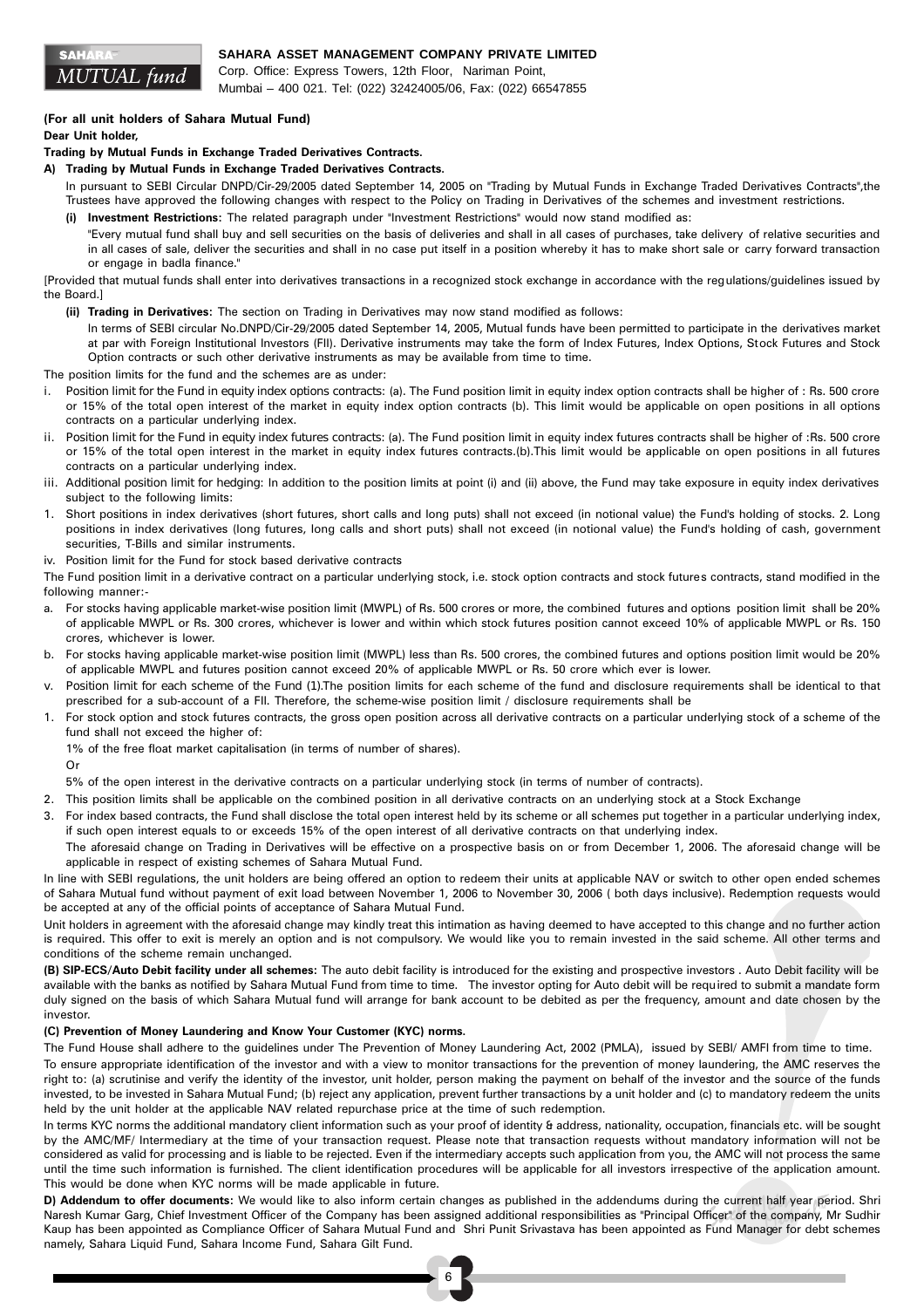**SAHARA ASSET MANAGEMENT COMPANY PRIVATE LIMITED**

Corp. Office: Express Towers, 12th Floor, Nariman Point,
Mumbai – 400 021. Tel: (022) 32424005/06, Fax: (022) 66547855

**(For all unit holders of Sahara Mutual Fund)**

**Dear Unit holder,**

**Trading by Mutual Funds in Exchange Traded Derivatives Contracts.**

**A) Trading by Mutual Funds in Exchange Traded Derivatives Contracts.**

In pursuant to SEBI Circular DNPD/Cir-29/2005 dated September 14, 2005 on "Trading by Mutual Funds in Exchange Traded Derivatives Contracts",the Trustees have approved the following changes with respect to the Policy on Trading in Derivatives of the schemes and investment restrictions.

**(i) Investment Restrictions:** The related paragraph under "Investment Restrictions" would now stand modified as:

"Every mutual fund shall buy and sell securities on the basis of deliveries and shall in all cases of purchases, take delivery of relative securities and in all cases of sale, deliver the securities and shall in no case put itself in a position whereby it has to make short sale or carry forward transaction or engage in badla finance."

[Provided that mutual funds shall enter into derivatives transactions in a recognized stock exchange in accordance with the regulations/guidelines issued by the Board.]

**(ii) Trading in Derivatives:** The section on Trading in Derivatives may now stand modified as follows:

In terms of SEBI circular No.DNPD/Cir-29/2005 dated September 14, 2005, Mutual funds have been permitted to participate in the derivatives market at par with Foreign Institutional Investors (FII). Derivative instruments may take the form of Index Futures, Index Options, Stock Futures and Stock Option contracts or such other derivative instruments as may be available from time to time.

The position limits for the fund and the schemes are as under:

i. Position limit for the Fund in equity index options contracts: (a). The Fund position limit in equity index option contracts shall be higher of : Rs. 500 crore or 15% of the total open interest of the market in equity index option contracts (b). This limit would be applicable on open positions in all options contracts on a particular underlying index.

ii. Position limit for the Fund in equity index futures contracts: (a). The Fund position limit in equity index futures contracts shall be higher of :Rs. 500 crore or 15% of the total open interest in the market in equity index futures contracts.(b).This limit would be applicable on open positions in all futures contracts on a particular underlying index.

iii. Additional position limit for hedging: In addition to the position limits at point (i) and (ii) above, the Fund may take exposure in equity index derivatives subject to the following limits:

1. Short positions in index derivatives (short futures, short calls and long puts) shall not exceed (in notional value) the Fund's holding of stocks. 2. Long positions in index derivatives (long futures, long calls and short puts) shall not exceed (in notional value) the Fund's holding of cash, government securities, T-Bills and similar instruments.

iv. Position limit for the Fund for stock based derivative contracts

The Fund position limit in a derivative contract on a particular underlying stock, i.e. stock option contracts and stock futures contracts, stand modified in the following manner:-

a. For stocks having applicable market-wise position limit (MWPL) of Rs. 500 crores or more, the combined futures and options position limit shall be 20% of applicable MWPL or Rs. 300 crores, whichever is lower and within which stock futures position cannot exceed 10% of applicable MWPL or Rs. 150 crores, whichever is lower.

b. For stocks having applicable market-wise position limit (MWPL) less than Rs. 500 crores, the combined futures and options position limit would be 20% of applicable MWPL and futures position cannot exceed 20% of applicable MWPL or Rs. 50 crore which ever is lower.

v. Position limit for each scheme of the Fund (1).The position limits for each scheme of the fund and disclosure requirements shall be identical to that prescribed for a sub-account of a FII. Therefore, the scheme-wise position limit / disclosure requirements shall be

1. For stock option and stock futures contracts, the gross open position across all derivative contracts on a particular underlying stock of a scheme of the fund shall not exceed the higher of:

   1% of the free float market capitalisation (in terms of number of shares).

   Or

   5% of the open interest in the derivative contracts on a particular underlying stock (in terms of number of contracts).

2. This position limits shall be applicable on the combined position in all derivative contracts on an underlying stock at a Stock Exchange

3. For index based contracts, the Fund shall disclose the total open interest held by its scheme or all schemes put together in a particular underlying index, if such open interest equals to or exceeds 15% of the open interest of all derivative contracts on that underlying index.

   The aforesaid change on Trading in Derivatives will be effective on a prospective basis on or from December 1, 2006. The aforesaid change will be applicable in respect of existing schemes of Sahara Mutual Fund.

In line with SEBI regulations, the unit holders are being offered an option to redeem their units at applicable NAV or switch to other open ended schemes of Sahara Mutual fund without payment of exit load between November 1, 2006 to November 30, 2006 ( both days inclusive). Redemption requests would be accepted at any of the official points of acceptance of Sahara Mutual Fund.

Unit holders in agreement with the aforesaid change may kindly treat this intimation as having deemed to have accepted to this change and no further action is required. This offer to exit is merely an option and is not compulsory. We would like you to remain invested in the said scheme. All other terms and conditions of the scheme remain unchanged.

**(B) SIP-ECS/Auto Debit facility under all schemes:** The auto debit facility is introduced for the existing and prospective investors . Auto Debit facility will be available with the banks as notified by Sahara Mutual Fund from time to time. The investor opting for Auto debit will be required to submit a mandate form duly signed on the basis of which Sahara Mutual fund will arrange for bank account to be debited as per the frequency, amount and date chosen by the investor.

**(C) Prevention of Money Laundering and Know Your Customer (KYC) norms.**

The Fund House shall adhere to the guidelines under The Prevention of Money Laundering Act, 2002 (PMLA), issued by SEBI/ AMFI from time to time.

To ensure appropriate identification of the investor and with a view to monitor transactions for the prevention of money laundering, the AMC reserves the right to: (a) scrutinise and verify the identity of the investor, unit holder, person making the payment on behalf of the investor and the source of the funds invested, to be invested in Sahara Mutual Fund; (b) reject any application, prevent further transactions by a unit holder and (c) to mandatory redeem the units held by the unit holder at the applicable NAV related repurchase price at the time of such redemption.

In terms KYC norms the additional mandatory client information such as your proof of identity & address, nationality, occupation, financials etc. will be sought by the AMC/MF/ Intermediary at the time of your transaction request. Please note that transaction requests without mandatory information will not be considered as valid for processing and is liable to be rejected. Even if the intermediary accepts such application from you, the AMC will not process the same until the time such information is furnished. The client identification procedures will be applicable for all investors irrespective of the application amount. This would be done when KYC norms will be made applicable in future.

**D) Addendum to offer documents:** We would like to also inform certain changes as published in the addendums during the current half year period. Shri Naresh Kumar Garg, Chief Investment Officer of the Company has been assigned additional responsibilities as "Principal Officer" of the company, Mr Sudhir Kaup has been appointed as Compliance Officer of Sahara Mutual Fund and Shri Punit Srivastava has been appointed as Fund Manager for debt schemes namely, Sahara Liquid Fund, Sahara Income Fund, Sahara Gilt Fund.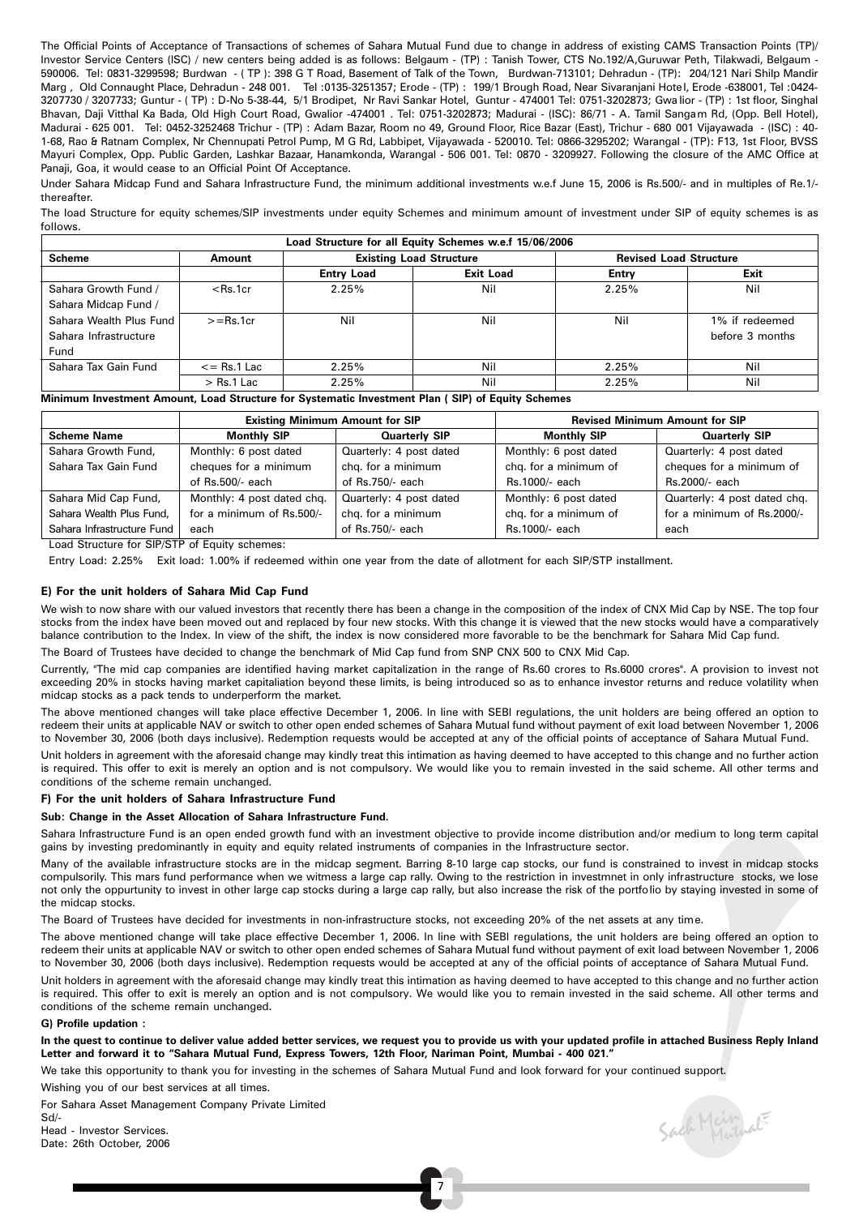The Official Points of Acceptance of Transactions of schemes of Sahara Mutual Fund due to change in address of existing CAMS Transaction Points (TP)/ Investor Service Centers (ISC) / new centers being added is as follows: Belgaum - (TP) : Tanish Tower, CTS No.192/A,Guruwar Peth, Tilakwadi, Belgaum - 590006. Tel: 0831-3299598; Burdwan - ( TP ): 398 G T Road, Basement of Talk of the Town, Burdwan-713101; Dehradun - (TP): 204/121 Nari Shilp Mandir Marg , Old Connaught Place, Dehradun - 248 001. Tel :0135-3251357; Erode - (TP) : 199/1 Brough Road, Near Sivaranjani Hotel, Erode -638001, Tel :0424-3207730 / 3207733; Guntur - ( TP) : D-No 5-38-44, 5/1 Brodipet, Nr Ravi Sankar Hotel, Guntur - 474001 Tel: 0751-3202873; Gwalior - (TP) : 1st floor, Singhal Bhavan, Daji Vitthal Ka Bada, Old High Court Road, Gwalior -474001 . Tel: 0751-3202873; Madurai - (ISC): 86/71 - A. Tamil Sangam Rd, (Opp. Bell Hotel), Madurai - 625 001. Tel: 0452-3252468 Trichur - (TP) : Adam Bazar, Room no 49, Ground Floor, Rice Bazar (East), Trichur - 680 001 Vijayawada - (ISC) : 40-1-68, Rao & Ratnam Complex, Nr Chennupati Petrol Pump, M G Rd, Labbipet, Vijayawada - 520010. Tel: 0866-3295202; Warangal - (TP): F13, 1st Floor, BVSS Mayuri Complex, Opp. Public Garden, Lashkar Bazaar, Hanamkonda, Warangal - 506 001. Tel: 0870 - 3209927. Following the closure of the AMC Office at Panaji, Goa, it would cease to an Official Point Of Acceptance.

Under Sahara Midcap Fund and Sahara Infrastructure Fund, the minimum additional investments w.e.f June 15, 2006 is Rs.500/- and in multiples of Re.1/- thereafter.

The load Structure for equity schemes/SIP investments under equity Schemes and minimum amount of investment under SIP of equity schemes is as follows.

**Load Structure for all Equity Schemes w.e.f 15/06/2006**

| Scheme | Amount | Existing Load Structure | | Revised Load Structure | |
|---|---|---|---|---|---|
| | | Entry Load | Exit Load | Entry | Exit |
| Sahara Growth Fund / Sahara Midcap Fund / | <Rs.1cr | 2.25% | Nil | 2.25% | Nil |
| Sahara Wealth Plus Fund Sahara Infrastructure Fund | >=Rs.1cr | Nil | Nil | Nil | 1% if redeemed before 3 months |
| Sahara Tax Gain Fund | <= Rs.1 Lac | 2.25% | Nil | 2.25% | Nil |
| | > Rs.1 Lac | 2.25% | Nil | 2.25% | Nil |

**Minimum Investment Amount, Load Structure for Systematic Investment Plan ( SIP) of Equity Schemes**

| | Existing Minimum Amount for SIP | | Revised Minimum Amount for SIP | |
|---|---|---|---|---|
| Scheme Name | Monthly SIP | Quarterly SIP | Monthly SIP | Quarterly SIP |
| Sahara Growth Fund, Sahara Tax Gain Fund | Monthly: 6 post dated cheques for a minimum of Rs.500/- each | Quarterly: 4 post dated chq. for a minimum of Rs.750/- each | Monthly: 6 post dated chq. for a minimum of Rs.1000/- each | Quarterly: 4 post dated cheques for a minimum of Rs.2000/- each |
| Sahara Mid Cap Fund, Sahara Wealth Plus Fund, Sahara Infrastructure Fund | Monthly: 4 post dated chq. for a minimum of Rs.500/- each | Quarterly: 4 post dated chq. for a minimum of Rs.750/- each | Monthly: 6 post dated chq. for a minimum of Rs.1000/- each | Quarterly: 4 post dated chq. for a minimum of Rs.2000/- each |

Load Structure for SIP/STP of Equity schemes:

Entry Load: 2.25% Exit load: 1.00% if redeemed within one year from the date of allotment for each SIP/STP installment.

#### E) For the unit holders of Sahara Mid Cap Fund

We wish to now share with our valued investors that recently there has been a change in the composition of the index of CNX Mid Cap by NSE. The top four stocks from the index have been moved out and replaced by four new stocks. With this change it is viewed that the new stocks would have a comparatively balance contribution to the Index. In view of the shift, the index is now considered more favorable to be the benchmark for Sahara Mid Cap fund.

The Board of Trustees have decided to change the benchmark of Mid Cap fund from SNP CNX 500 to CNX Mid Cap.

Currently, "The mid cap companies are identified having market capitalization in the range of Rs.60 crores to Rs.6000 crores". A provision to invest not exceeding 20% in stocks having market capitaliation beyond these limits, is being introduced so as to enhance investor returns and reduce volatility when midcap stocks as a pack tends to underperform the market.

The above mentioned changes will take place effective December 1, 2006. In line with SEBI regulations, the unit holders are being offered an option to redeem their units at applicable NAV or switch to other open ended schemes of Sahara Mutual fund without payment of exit load between November 1, 2006 to November 30, 2006 (both days inclusive). Redemption requests would be accepted at any of the official points of acceptance of Sahara Mutual Fund.

Unit holders in agreement with the aforesaid change may kindly treat this intimation as having deemed to have accepted to this change and no further action is required. This offer to exit is merely an option and is not compulsory. We would like you to remain invested in the said scheme. All other terms and conditions of the scheme remain unchanged.

#### F) For the unit holders of Sahara Infrastructure Fund

**Sub: Change in the Asset Allocation of Sahara Infrastructure Fund.**

Sahara Infrastructure Fund is an open ended growth fund with an investment objective to provide income distribution and/or medium to long term capital gains by investing predominantly in equity and equity related instruments of companies in the Infrastructure sector.

Many of the available infrastructure stocks are in the midcap segment. Barring 8-10 large cap stocks, our fund is constrained to invest in midcap stocks compulsorily. This mars fund performance when we witness a large cap rally. Owing to the restriction in investmnet in only infrastructure stocks, we lose not only the oppurtunity to invest in other large cap stocks during a large cap rally, but also increase the risk of the portfolio by staying invested in some of the midcap stocks.

The Board of Trustees have decided for investments in non-infrastructure stocks, not exceeding 20% of the net assets at any time.

The above mentioned change will take place effective December 1, 2006. In line with SEBI regulations, the unit holders are being offered an option to redeem their units at applicable NAV or switch to other open ended schemes of Sahara Mutual fund without payment of exit load between November 1, 2006 to November 30, 2006 (both days inclusive). Redemption requests would be accepted at any of the official points of acceptance of Sahara Mutual Fund.

Unit holders in agreement with the aforesaid change may kindly treat this intimation as having deemed to have accepted to this change and no further action is required. This offer to exit is merely an option and is not compulsory. We would like you to remain invested in the said scheme. All other terms and conditions of the scheme remain unchanged.

#### G) Profile updation :

**In the quest to continue to deliver value added better services, we request you to provide us with your updated profile in attached Business Reply Inland Letter and forward it to "Sahara Mutual Fund, Express Towers, 12th Floor, Nariman Point, Mumbai - 400 021."**

We take this opportunity to thank you for investing in the schemes of Sahara Mutual Fund and look forward for your continued support.

Wishing you of our best services at all times.

For Sahara Asset Management Company Private Limited
Sd/-
Head - Investor Services.
Date: 26th October, 2006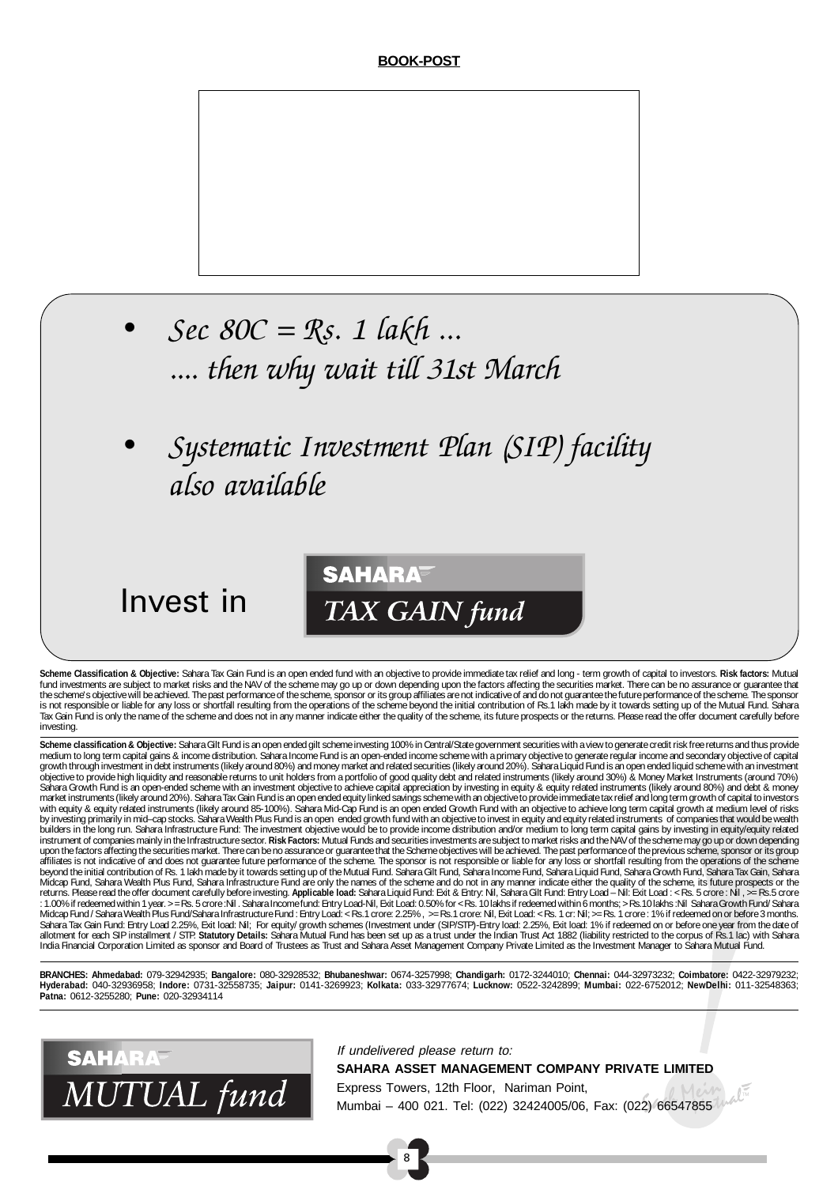**BOOK-POST**

- *Sec 80C = Rs. 1 lakh ...*
  *.... then why wait till 31st March*

- *Systematic Investment Plan (SIP) facility also available*

Invest in **SAHARA** *TAX GAIN fund*

**Scheme Classification & Objective:** Sahara Tax Gain Fund is an open ended fund with an objective to provide immediate tax relief and long - term growth of capital to investors. **Risk factors:** Mutual fund investments are subject to market risks and the NAV of the scheme may go up or down depending upon the factors affecting the securities market. There can be no assurance or guarantee that the scheme's objective will be achieved. The past performance of the scheme, sponsor or its group affiliates are not indicative of and do not guarantee the future performance of the scheme. The sponsor is not responsible or liable for any loss or shortfall resulting from the operations of the scheme beyond the initial contribution of Rs.1 lakh made by it towards setting up of the Mutual Fund. Sahara Tax Gain Fund is only the name of the scheme and does not in any manner indicate either the quality of the scheme, its future prospects or the returns. Please read the offer document carefully before investing.

**Scheme classification & Objective:** Sahara Gilt Fund is an open ended gilt scheme investing 100% in Central/State government securities with a view to generate credit risk free returns and thus provide medium to long term capital gains & income distribution. Sahara Income Fund is an open-ended income scheme with a primary objective to generate regular income and secondary objective of capital growth through investment in debt instruments (likely around 80%) and money market and related securities (likely around 20%). Sahara Liquid Fund is an open ended liquid scheme with an investment objective to provide high liquidity and reasonable returns to unit holders from a portfolio of good quality debt and related instruments (likely around 30%) & Money Market Instruments (around 70%) Sahara Growth Fund is an open-ended scheme with an investment objective to achieve capital appreciation by investing in equity & equity related instruments (likely around 80%) and debt & money market instruments (likely around 20%). Sahara Tax Gain Fund is an open ended equity linked savings scheme with an objective to provide immediate tax relief and long term growth of capital to investors with equity & equity related instruments (likely around 85-100%). Sahara Mid-Cap Fund is an open ended Growth Fund with an objective to achieve long term capital growth at medium level of risks by investing primarily in mid–cap stocks. Sahara Wealth Plus Fund is an open ended growth fund with an objective to invest in equity and equity related instruments of companies that would be wealth builders in the long run. Sahara Infrastructure Fund: The investment objective would be to provide income distribution and/or medium to long term capital gains by investing in equity/equity related instrument of companies mainly in the Infrastructure sector. **Risk Factors:** Mutual Funds and securities investments are subject to market risks and the NAV of the scheme may go up or down depending upon the factors affecting the securities market. There can be no assurance or guarantee that the Scheme objectives will be achieved. The past performance of the previous scheme, sponsor or its group affiliates is not indicative of and does not guarantee future performance of the scheme. The sponsor is not responsible or liable for any loss or shortfall resulting from the operations of the scheme beyond the initial contribution of Rs. 1 lakh made by it towards setting up of the Mutual Fund. Sahara Gilt Fund, Sahara Income Fund, Sahara Liquid Fund, Sahara Growth Fund, Sahara Tax Gain, Sahara Midcap Fund, Sahara Wealth Plus Fund, Sahara Infrastructure Fund are only the names of the scheme and do not in any manner indicate either the quality of the scheme, its future prospects or the returns. Please read the offer document carefully before investing. **Applicable load:** Sahara Liquid Fund: Exit & Entry: Nil, Sahara Gilt Fund: Entry Load – Nil: Exit Load : < Rs. 5 crore : Nil , >= Rs.5 crore : 1.00% if redeemed within 1 year. > = Rs. 5 crore :Nil . Sahara Income fund: Entry Load-Nil, Exit Load: 0.50% for < Rs. 10 lakhs if redeemed within 6 months; > Rs.10 lakhs :Nil Sahara Growth Fund/ Sahara Midcap Fund / Sahara Wealth Plus Fund/Sahara Infrastructure Fund : Entry Load: < Rs.1 crore: 2.25% , >= Rs.1 crore: Nil, Exit Load: < Rs. 1 cr: Nil; >= Rs. 1 crore : 1% if redeemed on or before 3 months. Sahara Tax Gain Fund: Entry Load 2.25%, Exit load: Nil; For equity/ growth schemes (Investment under (SIP/STP)-Entry load: 2.25%, Exit load: 1% if redeemed on or before one year from the date of allotment for each SIP installment / STP. **Statutory Details:** Sahara Mutual Fund has been set up as a trust under the Indian Trust Act 1882 (liability restricted to the corpus of Rs.1 lac) with Sahara India Financial Corporation Limited as sponsor and Board of Trustees as Trust and Sahara Asset Management Company Private Limited as the Investment Manager to Sahara Mutual Fund.

**BRANCHES: Ahmedabad:** 079-32942935; **Bangalore:** 080-32928532; **Bhubaneshwar:** 0674-3257998; **Chandigarh:** 0172-3244010; **Chennai:** 044-32973232; **Coimbatore:** 0422-32979232; **Hyderabad:** 040-32936958; **Indore:** 0731-32558735; **Jaipur:** 0141-3269923; **Kolkata:** 033-32977674; **Lucknow:** 0522-3242899; **Mumbai:** 022-6752012; **NewDelhi:** 011-32548363; **Patna:** 0612-3255280; **Pune:** 020-32934114

**SAHARA** *MUTUAL fund*

*If undelivered please return to:*

**SAHARA ASSET MANAGEMENT COMPANY PRIVATE LIMITED**

Express Towers, 12th Floor, Nariman Point,

Mumbai – 400 021. Tel: (022) 32424005/06, Fax: (022) 66547855